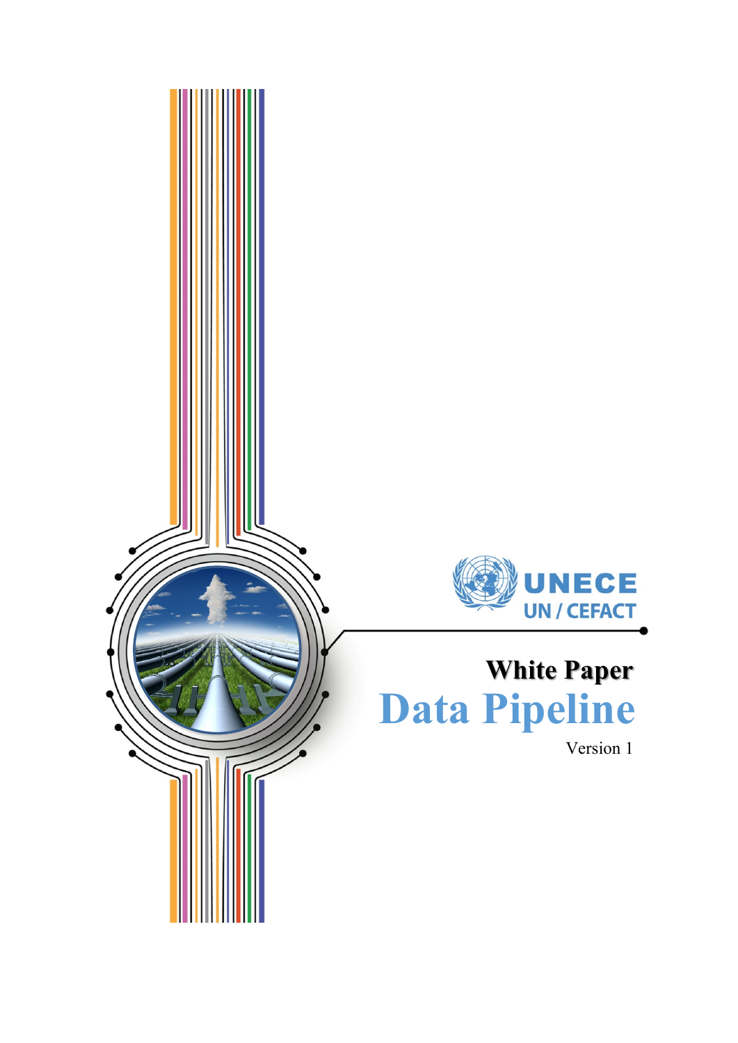UNECE

UN / CEFACT

# White Paper

# Data Pipeline

Version 1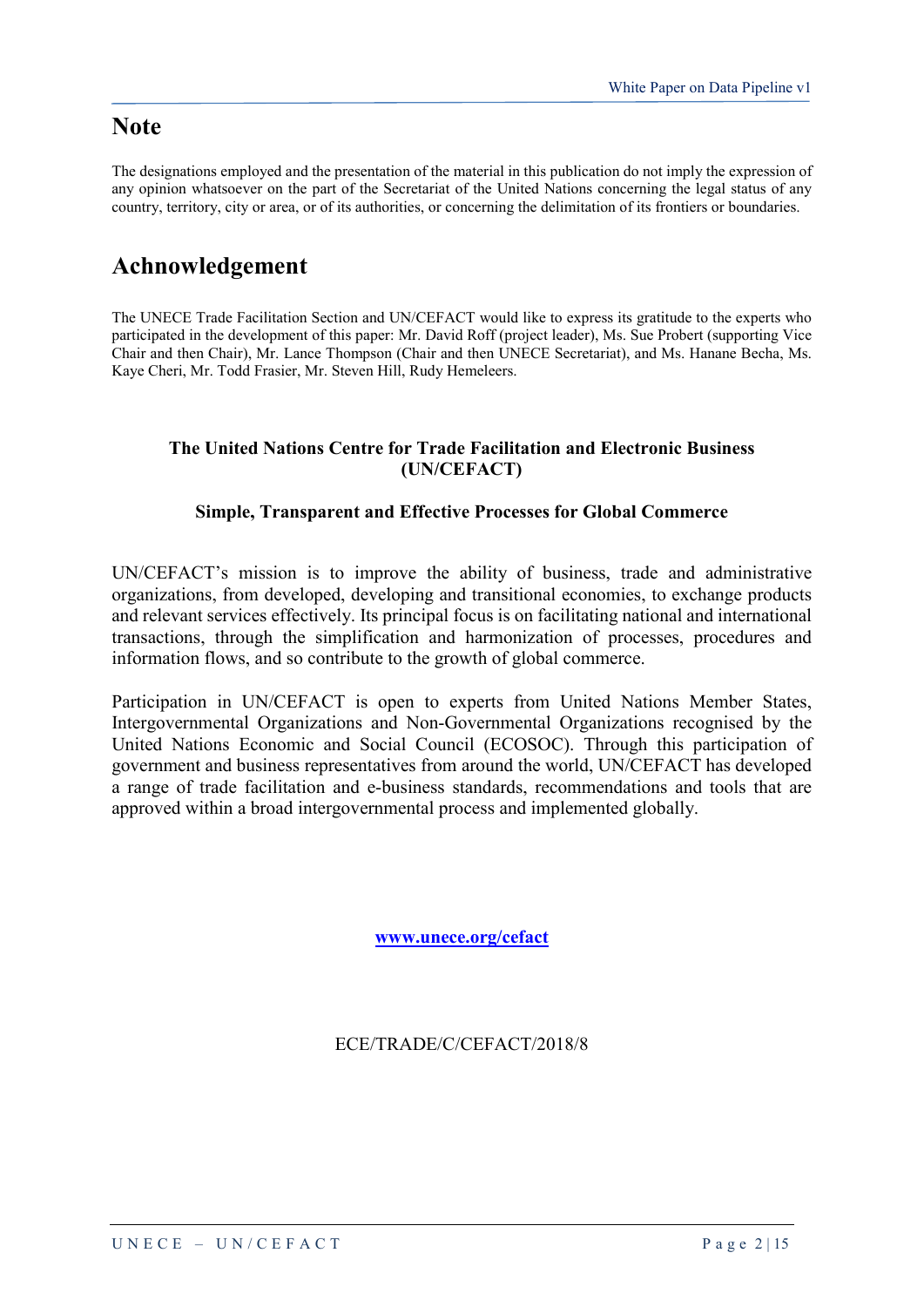# Note

The designations employed and the presentation of the material in this publication do not imply the expression of any opinion whatsoever on the part of the Secretariat of the United Nations concerning the legal status of any country, territory, city or area, or of its authorities, or concerning the delimitation of its frontiers or boundaries.

# Achnowledgement

The UNECE Trade Facilitation Section and UN/CEFACT would like to express its gratitude to the experts who participated in the development of this paper: Mr. David Roff (project leader), Ms. Sue Probert (supporting Vice Chair and then Chair), Mr. Lance Thompson (Chair and then UNECE Secretariat), and Ms. Hanane Becha, Ms. Kaye Cheri, Mr. Todd Frasier, Mr. Steven Hill, Rudy Hemeleers.

**The United Nations Centre for Trade Facilitation and Electronic Business (UN/CEFACT)**

**Simple, Transparent and Effective Processes for Global Commerce**

UN/CEFACT's mission is to improve the ability of business, trade and administrative organizations, from developed, developing and transitional economies, to exchange products and relevant services effectively. Its principal focus is on facilitating national and international transactions, through the simplification and harmonization of processes, procedures and information flows, and so contribute to the growth of global commerce.

Participation in UN/CEFACT is open to experts from United Nations Member States, Intergovernmental Organizations and Non-Governmental Organizations recognised by the United Nations Economic and Social Council (ECOSOC). Through this participation of government and business representatives from around the world, UN/CEFACT has developed a range of trade facilitation and e-business standards, recommendations and tools that are approved within a broad intergovernmental process and implemented globally.

**www.unece.org/cefact**

ECE/TRADE/C/CEFACT/2018/8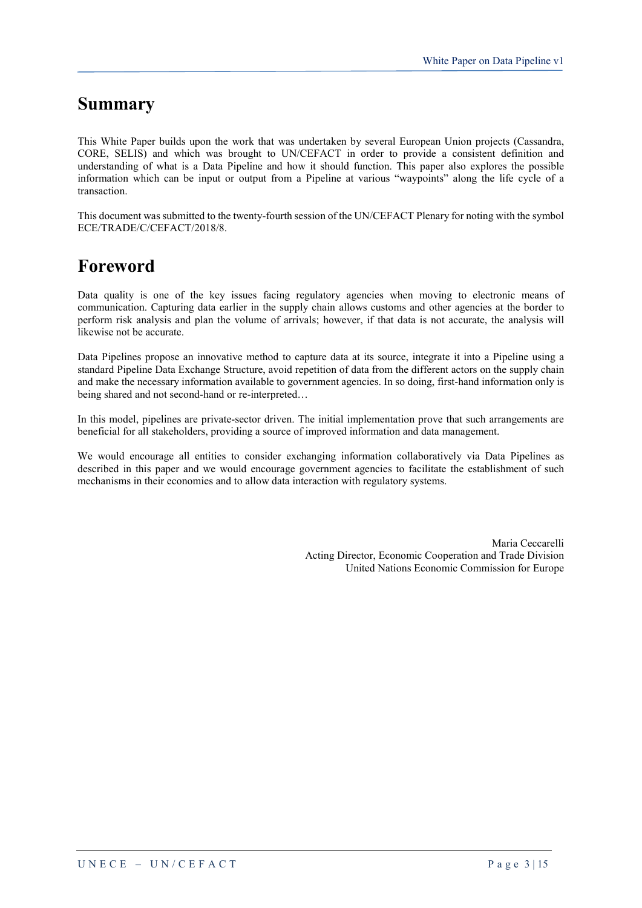# Summary

This White Paper builds upon the work that was undertaken by several European Union projects (Cassandra, CORE, SELIS) and which was brought to UN/CEFACT in order to provide a consistent definition and understanding of what is a Data Pipeline and how it should function. This paper also explores the possible information which can be input or output from a Pipeline at various "waypoints" along the life cycle of a transaction.

This document was submitted to the twenty-fourth session of the UN/CEFACT Plenary for noting with the symbol ECE/TRADE/C/CEFACT/2018/8.

# Foreword

Data quality is one of the key issues facing regulatory agencies when moving to electronic means of communication. Capturing data earlier in the supply chain allows customs and other agencies at the border to perform risk analysis and plan the volume of arrivals; however, if that data is not accurate, the analysis will likewise not be accurate.

Data Pipelines propose an innovative method to capture data at its source, integrate it into a Pipeline using a standard Pipeline Data Exchange Structure, avoid repetition of data from the different actors on the supply chain and make the necessary information available to government agencies. In so doing, first-hand information only is being shared and not second-hand or re-interpreted…

In this model, pipelines are private-sector driven. The initial implementation prove that such arrangements are beneficial for all stakeholders, providing a source of improved information and data management.

We would encourage all entities to consider exchanging information collaboratively via Data Pipelines as described in this paper and we would encourage government agencies to facilitate the establishment of such mechanisms in their economies and to allow data interaction with regulatory systems.

Maria Ceccarelli
Acting Director, Economic Cooperation and Trade Division
United Nations Economic Commission for Europe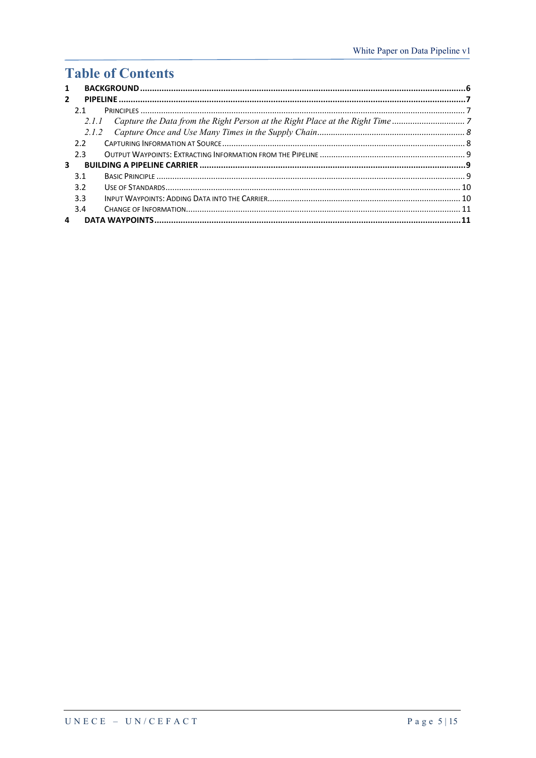# Table of Contents

1 BACKGROUND ........................................................................................................................................6

2 PIPELINE ...............................................................................................................................................7

2.1 PRINCIPLES ..........................................................................................................................................7

*2.1.1 Capture the Data from the Right Person at the Right Place at the Right Time ..................................7*

*2.1.2 Capture Once and Use Many Times in the Supply Chain.....................................................................8*

2.2 CAPTURING INFORMATION AT SOURCE .................................................................................................8

2.3 OUTPUT WAYPOINTS: EXTRACTING INFORMATION FROM THE PIPELINE ..............................................9

3 BUILDING A PIPELINE CARRIER ............................................................................................................9

3.1 BASIC PRINCIPLE ..................................................................................................................................9

3.2 USE OF STANDARDS.............................................................................................................................10

3.3 INPUT WAYPOINTS: ADDING DATA INTO THE CARRIER........................................................................10

3.4 CHANGE OF INFORMATION...................................................................................................................11

4 DATA WAYPOINTS ...............................................................................................................................11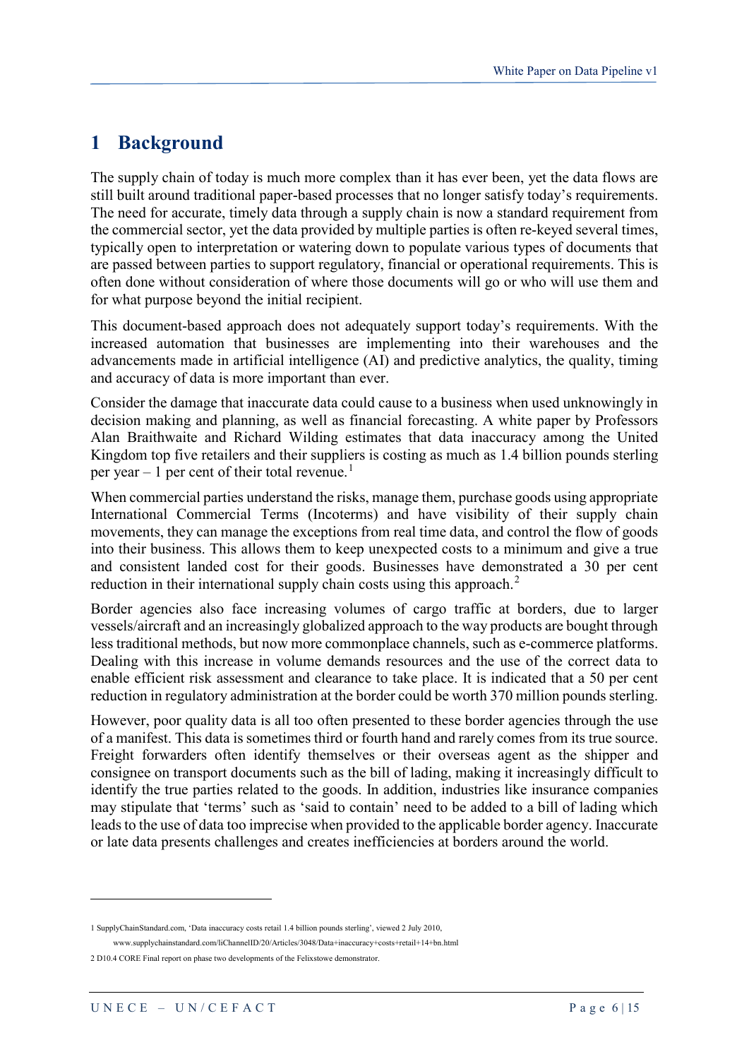# 1 Background

The supply chain of today is much more complex than it has ever been, yet the data flows are still built around traditional paper-based processes that no longer satisfy today's requirements. The need for accurate, timely data through a supply chain is now a standard requirement from the commercial sector, yet the data provided by multiple parties is often re-keyed several times, typically open to interpretation or watering down to populate various types of documents that are passed between parties to support regulatory, financial or operational requirements. This is often done without consideration of where those documents will go or who will use them and for what purpose beyond the initial recipient.

This document-based approach does not adequately support today's requirements. With the increased automation that businesses are implementing into their warehouses and the advancements made in artificial intelligence (AI) and predictive analytics, the quality, timing and accuracy of data is more important than ever.

Consider the damage that inaccurate data could cause to a business when used unknowingly in decision making and planning, as well as financial forecasting. A white paper by Professors Alan Braithwaite and Richard Wilding estimates that data inaccuracy among the United Kingdom top five retailers and their suppliers is costing as much as 1.4 billion pounds sterling per year – 1 per cent of their total revenue.[1]

When commercial parties understand the risks, manage them, purchase goods using appropriate International Commercial Terms (Incoterms) and have visibility of their supply chain movements, they can manage the exceptions from real time data, and control the flow of goods into their business. This allows them to keep unexpected costs to a minimum and give a true and consistent landed cost for their goods. Businesses have demonstrated a 30 per cent reduction in their international supply chain costs using this approach.[2]

Border agencies also face increasing volumes of cargo traffic at borders, due to larger vessels/aircraft and an increasingly globalized approach to the way products are bought through less traditional methods, but now more commonplace channels, such as e-commerce platforms. Dealing with this increase in volume demands resources and the use of the correct data to enable efficient risk assessment and clearance to take place. It is indicated that a 50 per cent reduction in regulatory administration at the border could be worth 370 million pounds sterling.

However, poor quality data is all too often presented to these border agencies through the use of a manifest. This data is sometimes third or fourth hand and rarely comes from its true source. Freight forwarders often identify themselves or their overseas agent as the shipper and consignee on transport documents such as the bill of lading, making it increasingly difficult to identify the true parties related to the goods. In addition, industries like insurance companies may stipulate that 'terms' such as 'said to contain' need to be added to a bill of lading which leads to the use of data too imprecise when provided to the applicable border agency. Inaccurate or late data presents challenges and creates inefficiencies at borders around the world.

---

1 SupplyChainStandard.com, 'Data inaccuracy costs retail 1.4 billion pounds sterling', viewed 2 July 2010, www.supplychainstandard.com/liChannelID/20/Articles/3048/Data+inaccuracy+costs+retail+14+bn.html

2 D10.4 CORE Final report on phase two developments of the Felixstowe demonstrator.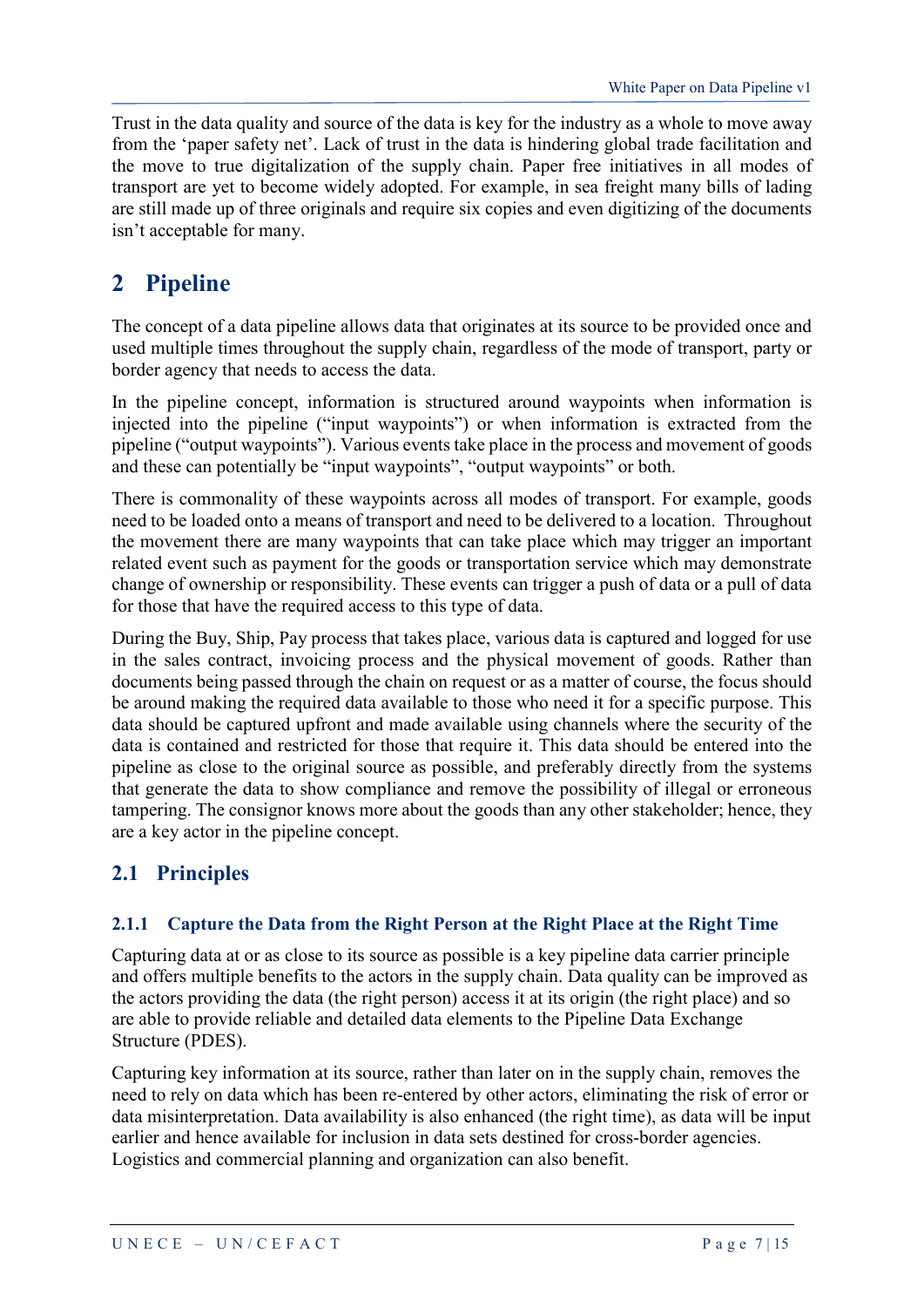Trust in the data quality and source of the data is key for the industry as a whole to move away from the 'paper safety net'. Lack of trust in the data is hindering global trade facilitation and the move to true digitalization of the supply chain. Paper free initiatives in all modes of transport are yet to become widely adopted. For example, in sea freight many bills of lading are still made up of three originals and require six copies and even digitizing of the documents isn't acceptable for many.

# 2 Pipeline

The concept of a data pipeline allows data that originates at its source to be provided once and used multiple times throughout the supply chain, regardless of the mode of transport, party or border agency that needs to access the data.

In the pipeline concept, information is structured around waypoints when information is injected into the pipeline ("input waypoints") or when information is extracted from the pipeline ("output waypoints"). Various events take place in the process and movement of goods and these can potentially be "input waypoints", "output waypoints" or both.

There is commonality of these waypoints across all modes of transport. For example, goods need to be loaded onto a means of transport and need to be delivered to a location. Throughout the movement there are many waypoints that can take place which may trigger an important related event such as payment for the goods or transportation service which may demonstrate change of ownership or responsibility. These events can trigger a push of data or a pull of data for those that have the required access to this type of data.

During the Buy, Ship, Pay process that takes place, various data is captured and logged for use in the sales contract, invoicing process and the physical movement of goods. Rather than documents being passed through the chain on request or as a matter of course, the focus should be around making the required data available to those who need it for a specific purpose. This data should be captured upfront and made available using channels where the security of the data is contained and restricted for those that require it. This data should be entered into the pipeline as close to the original source as possible, and preferably directly from the systems that generate the data to show compliance and remove the possibility of illegal or erroneous tampering. The consignor knows more about the goods than any other stakeholder; hence, they are a key actor in the pipeline concept.

## 2.1 Principles

### 2.1.1 Capture the Data from the Right Person at the Right Place at the Right Time

Capturing data at or as close to its source as possible is a key pipeline data carrier principle and offers multiple benefits to the actors in the supply chain. Data quality can be improved as the actors providing the data (the right person) access it at its origin (the right place) and so are able to provide reliable and detailed data elements to the Pipeline Data Exchange Structure (PDES).

Capturing key information at its source, rather than later on in the supply chain, removes the need to rely on data which has been re-entered by other actors, eliminating the risk of error or data misinterpretation. Data availability is also enhanced (the right time), as data will be input earlier and hence available for inclusion in data sets destined for cross-border agencies. Logistics and commercial planning and organization can also benefit.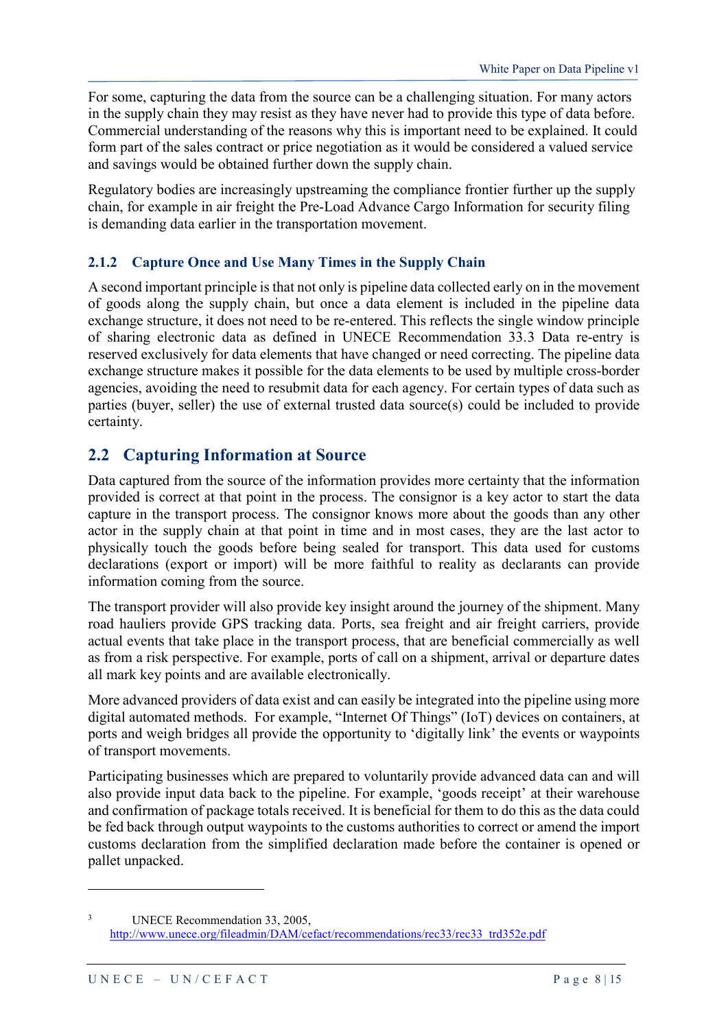For some, capturing the data from the source can be a challenging situation. For many actors in the supply chain they may resist as they have never had to provide this type of data before. Commercial understanding of the reasons why this is important need to be explained. It could form part of the sales contract or price negotiation as it would be considered a valued service and savings would be obtained further down the supply chain.

Regulatory bodies are increasingly upstreaming the compliance frontier further up the supply chain, for example in air freight the Pre-Load Advance Cargo Information for security filing is demanding data earlier in the transportation movement.

### 2.1.2 Capture Once and Use Many Times in the Supply Chain

A second important principle is that not only is pipeline data collected early on in the movement of goods along the supply chain, but once a data element is included in the pipeline data exchange structure, it does not need to be re-entered. This reflects the single window principle of sharing electronic data as defined in UNECE Recommendation 33.[3] Data re-entry is reserved exclusively for data elements that have changed or need correcting. The pipeline data exchange structure makes it possible for the data elements to be used by multiple cross-border agencies, avoiding the need to resubmit data for each agency. For certain types of data such as parties (buyer, seller) the use of external trusted data source(s) could be included to provide certainty.

## 2.2 Capturing Information at Source

Data captured from the source of the information provides more certainty that the information provided is correct at that point in the process. The consignor is a key actor to start the data capture in the transport process. The consignor knows more about the goods than any other actor in the supply chain at that point in time and in most cases, they are the last actor to physically touch the goods before being sealed for transport. This data used for customs declarations (export or import) will be more faithful to reality as declarants can provide information coming from the source.

The transport provider will also provide key insight around the journey of the shipment. Many road hauliers provide GPS tracking data. Ports, sea freight and air freight carriers, provide actual events that take place in the transport process, that are beneficial commercially as well as from a risk perspective. For example, ports of call on a shipment, arrival or departure dates all mark key points and are available electronically.

More advanced providers of data exist and can easily be integrated into the pipeline using more digital automated methods. For example, "Internet Of Things" (IoT) devices on containers, at ports and weigh bridges all provide the opportunity to 'digitally link' the events or waypoints of transport movements.

Participating businesses which are prepared to voluntarily provide advanced data can and will also provide input data back to the pipeline. For example, 'goods receipt' at their warehouse and confirmation of package totals received. It is beneficial for them to do this as the data could be fed back through output waypoints to the customs authorities to correct or amend the import customs declaration from the simplified declaration made before the container is opened or pallet unpacked.

---

[3] UNECE Recommendation 33, 2005, http://www.unece.org/fileadmin/DAM/cefact/recommendations/rec33/rec33_trd352e.pdf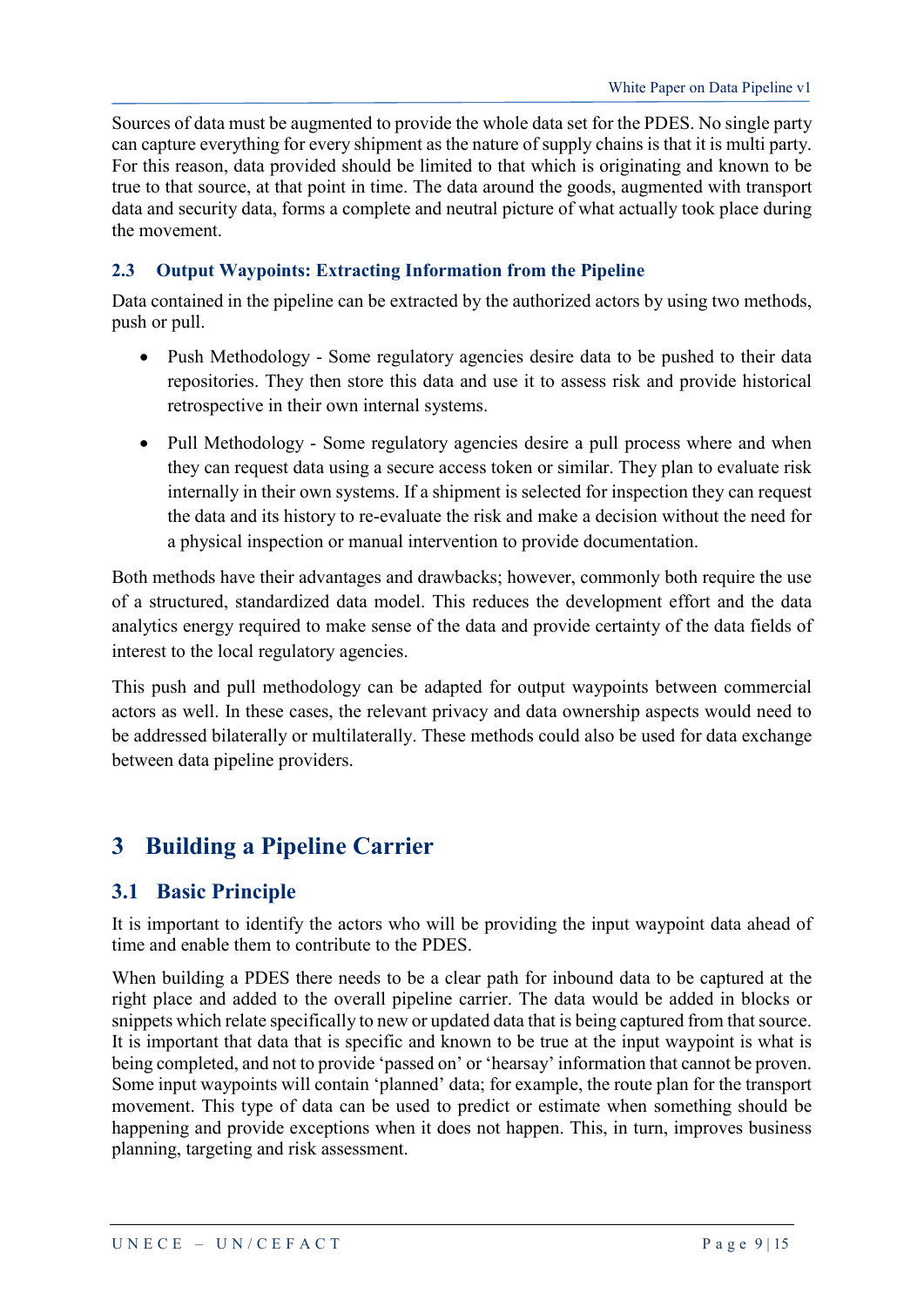Sources of data must be augmented to provide the whole data set for the PDES. No single party can capture everything for every shipment as the nature of supply chains is that it is multi party. For this reason, data provided should be limited to that which is originating and known to be true to that source, at that point in time. The data around the goods, augmented with transport data and security data, forms a complete and neutral picture of what actually took place during the movement.

### 2.3 Output Waypoints: Extracting Information from the Pipeline

Data contained in the pipeline can be extracted by the authorized actors by using two methods, push or pull.

- Push Methodology - Some regulatory agencies desire data to be pushed to their data repositories. They then store this data and use it to assess risk and provide historical retrospective in their own internal systems.
- Pull Methodology - Some regulatory agencies desire a pull process where and when they can request data using a secure access token or similar. They plan to evaluate risk internally in their own systems. If a shipment is selected for inspection they can request the data and its history to re-evaluate the risk and make a decision without the need for a physical inspection or manual intervention to provide documentation.

Both methods have their advantages and drawbacks; however, commonly both require the use of a structured, standardized data model. This reduces the development effort and the data analytics energy required to make sense of the data and provide certainty of the data fields of interest to the local regulatory agencies.

This push and pull methodology can be adapted for output waypoints between commercial actors as well. In these cases, the relevant privacy and data ownership aspects would need to be addressed bilaterally or multilaterally. These methods could also be used for data exchange between data pipeline providers.

# 3 Building a Pipeline Carrier

## 3.1 Basic Principle

It is important to identify the actors who will be providing the input waypoint data ahead of time and enable them to contribute to the PDES.

When building a PDES there needs to be a clear path for inbound data to be captured at the right place and added to the overall pipeline carrier. The data would be added in blocks or snippets which relate specifically to new or updated data that is being captured from that source. It is important that data that is specific and known to be true at the input waypoint is what is being completed, and not to provide 'passed on' or 'hearsay' information that cannot be proven. Some input waypoints will contain 'planned' data; for example, the route plan for the transport movement. This type of data can be used to predict or estimate when something should be happening and provide exceptions when it does not happen. This, in turn, improves business planning, targeting and risk assessment.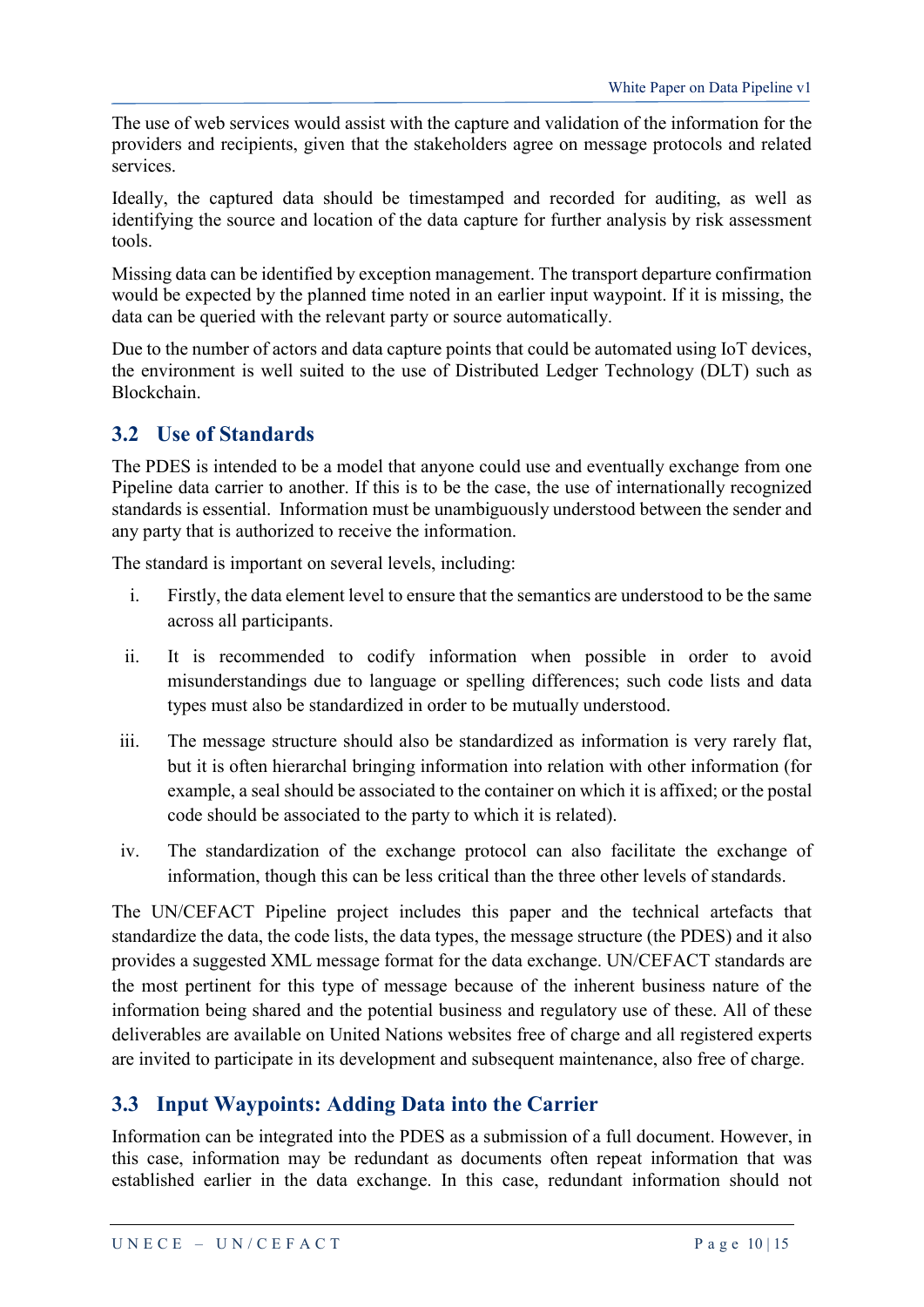The use of web services would assist with the capture and validation of the information for the providers and recipients, given that the stakeholders agree on message protocols and related services.

Ideally, the captured data should be timestamped and recorded for auditing, as well as identifying the source and location of the data capture for further analysis by risk assessment tools.

Missing data can be identified by exception management. The transport departure confirmation would be expected by the planned time noted in an earlier input waypoint. If it is missing, the data can be queried with the relevant party or source automatically.

Due to the number of actors and data capture points that could be automated using IoT devices, the environment is well suited to the use of Distributed Ledger Technology (DLT) such as Blockchain.

## 3.2 Use of Standards

The PDES is intended to be a model that anyone could use and eventually exchange from one Pipeline data carrier to another. If this is to be the case, the use of internationally recognized standards is essential. Information must be unambiguously understood between the sender and any party that is authorized to receive the information.

The standard is important on several levels, including:

i. Firstly, the data element level to ensure that the semantics are understood to be the same across all participants.

ii. It is recommended to codify information when possible in order to avoid misunderstandings due to language or spelling differences; such code lists and data types must also be standardized in order to be mutually understood.

iii. The message structure should also be standardized as information is very rarely flat, but it is often hierarchal bringing information into relation with other information (for example, a seal should be associated to the container on which it is affixed; or the postal code should be associated to the party to which it is related).

iv. The standardization of the exchange protocol can also facilitate the exchange of information, though this can be less critical than the three other levels of standards.

The UN/CEFACT Pipeline project includes this paper and the technical artefacts that standardize the data, the code lists, the data types, the message structure (the PDES) and it also provides a suggested XML message format for the data exchange. UN/CEFACT standards are the most pertinent for this type of message because of the inherent business nature of the information being shared and the potential business and regulatory use of these. All of these deliverables are available on United Nations websites free of charge and all registered experts are invited to participate in its development and subsequent maintenance, also free of charge.

## 3.3 Input Waypoints: Adding Data into the Carrier

Information can be integrated into the PDES as a submission of a full document. However, in this case, information may be redundant as documents often repeat information that was established earlier in the data exchange. In this case, redundant information should not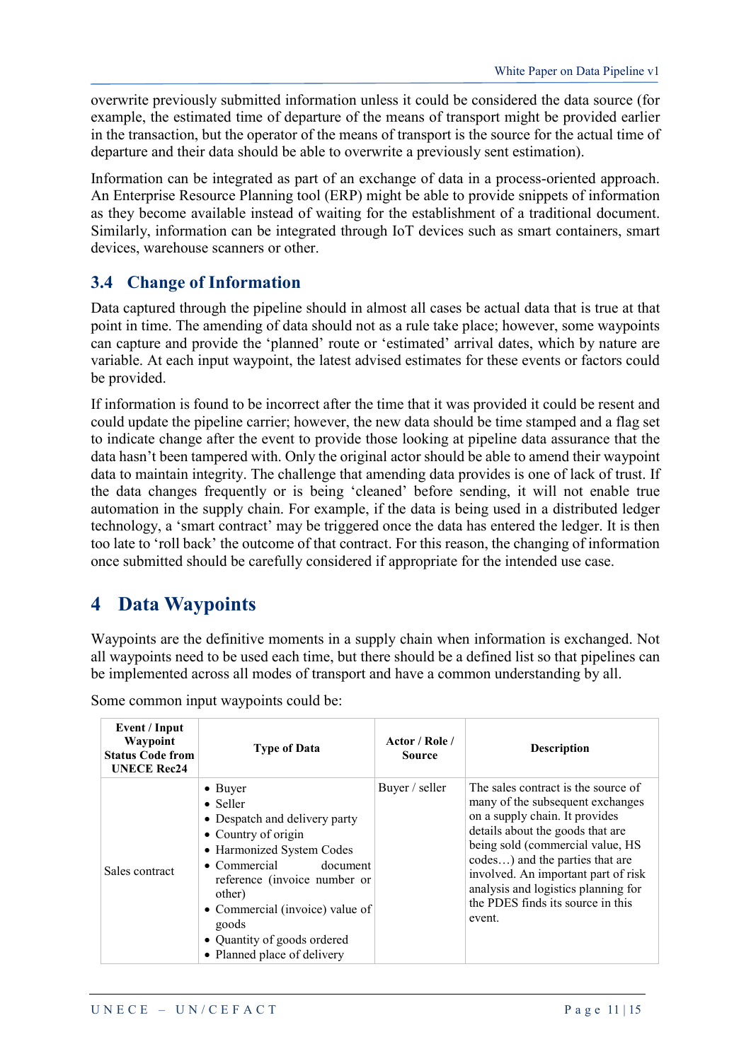overwrite previously submitted information unless it could be considered the data source (for example, the estimated time of departure of the means of transport might be provided earlier in the transaction, but the operator of the means of transport is the source for the actual time of departure and their data should be able to overwrite a previously sent estimation).

Information can be integrated as part of an exchange of data in a process-oriented approach. An Enterprise Resource Planning tool (ERP) might be able to provide snippets of information as they become available instead of waiting for the establishment of a traditional document. Similarly, information can be integrated through IoT devices such as smart containers, smart devices, warehouse scanners or other.

## 3.4 Change of Information

Data captured through the pipeline should in almost all cases be actual data that is true at that point in time. The amending of data should not as a rule take place; however, some waypoints can capture and provide the 'planned' route or 'estimated' arrival dates, which by nature are variable. At each input waypoint, the latest advised estimates for these events or factors could be provided.

If information is found to be incorrect after the time that it was provided it could be resent and could update the pipeline carrier; however, the new data should be time stamped and a flag set to indicate change after the event to provide those looking at pipeline data assurance that the data hasn't been tampered with. Only the original actor should be able to amend their waypoint data to maintain integrity. The challenge that amending data provides is one of lack of trust. If the data changes frequently or is being 'cleaned' before sending, it will not enable true automation in the supply chain. For example, if the data is being used in a distributed ledger technology, a 'smart contract' may be triggered once the data has entered the ledger. It is then too late to 'roll back' the outcome of that contract. For this reason, the changing of information once submitted should be carefully considered if appropriate for the intended use case.

# 4 Data Waypoints

Waypoints are the definitive moments in a supply chain when information is exchanged. Not all waypoints need to be used each time, but there should be a defined list so that pipelines can be implemented across all modes of transport and have a common understanding by all.

Some common input waypoints could be:

| Event / Input Waypoint Status Code from UNECE Rec24 | Type of Data | Actor / Role / Source | Description |
|---|---|---|---|
| Sales contract | • Buyer<br>• Seller<br>• Despatch and delivery party<br>• Country of origin<br>• Harmonized System Codes<br>• Commercial document reference (invoice number or other)<br>• Commercial (invoice) value of goods<br>• Quantity of goods ordered<br>• Planned place of delivery | Buyer / seller | The sales contract is the source of many of the subsequent exchanges on a supply chain. It provides details about the goods that are being sold (commercial value, HS codes…) and the parties that are involved. An important part of risk analysis and logistics planning for the PDES finds its source in this event. |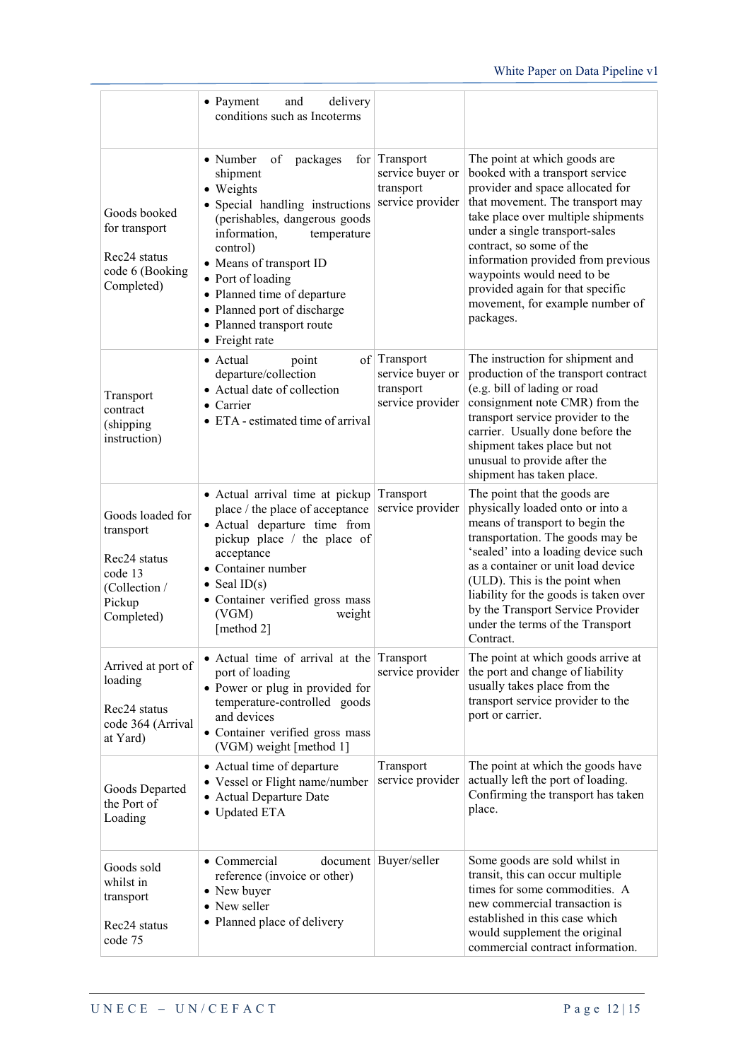| | | | |
|---|---|---|---|
| | • Payment and delivery conditions such as Incoterms | | |
| Goods booked for transport<br><br>Rec24 status code 6 (Booking Completed) | • Number of packages for shipment<br>• Weights<br>• Special handling instructions (perishables, dangerous goods information, temperature control)<br>• Means of transport ID<br>• Port of loading<br>• Planned time of departure<br>• Planned port of discharge<br>• Planned transport route<br>• Freight rate | Transport service buyer or transport service provider | The point at which goods are booked with a transport service provider and space allocated for that movement. The transport may take place over multiple shipments under a single transport-sales contract, so some of the information provided from previous waypoints would need to be provided again for that specific movement, for example number of packages. |
| Transport contract (shipping instruction) | • Actual point of departure/collection<br>• Actual date of collection<br>• Carrier<br>• ETA - estimated time of arrival | Transport service buyer or transport service provider | The instruction for shipment and production of the transport contract (e.g. bill of lading or road consignment note CMR) from the transport service provider to the carrier. Usually done before the shipment takes place but not unusual to provide after the shipment has taken place. |
| Goods loaded for transport<br><br>Rec24 status code 13 (Collection / Pickup Completed) | • Actual arrival time at pickup place / the place of acceptance<br>• Actual departure time from pickup place / the place of acceptance<br>• Container number<br>• Seal ID(s)<br>• Container verified gross mass (VGM) weight [method 2] | Transport service provider | The point that the goods are physically loaded onto or into a means of transport to begin the transportation. The goods may be 'sealed' into a loading device such as a container or unit load device (ULD). This is the point when liability for the goods is taken over by the Transport Service Provider under the terms of the Transport Contract. |
| Arrived at port of loading<br><br>Rec24 status code 364 (Arrival at Yard) | • Actual time of arrival at the port of loading<br>• Power or plug in provided for temperature-controlled goods and devices<br>• Container verified gross mass (VGM) weight [method 1] | Transport service provider | The point at which goods arrive at the port and change of liability usually takes place from the transport service provider to the port or carrier. |
| Goods Departed the Port of Loading | • Actual time of departure<br>• Vessel or Flight name/number<br>• Actual Departure Date<br>• Updated ETA | Transport service provider | The point at which the goods have actually left the port of loading. Confirming the transport has taken place. |
| Goods sold whilst in transport<br><br>Rec24 status code 75 | • Commercial document reference (invoice or other)<br>• New buyer<br>• New seller<br>• Planned place of delivery | Buyer/seller | Some goods are sold whilst in transit, this can occur multiple times for some commodities. A new commercial transaction is established in this case which would supplement the original commercial contract information. |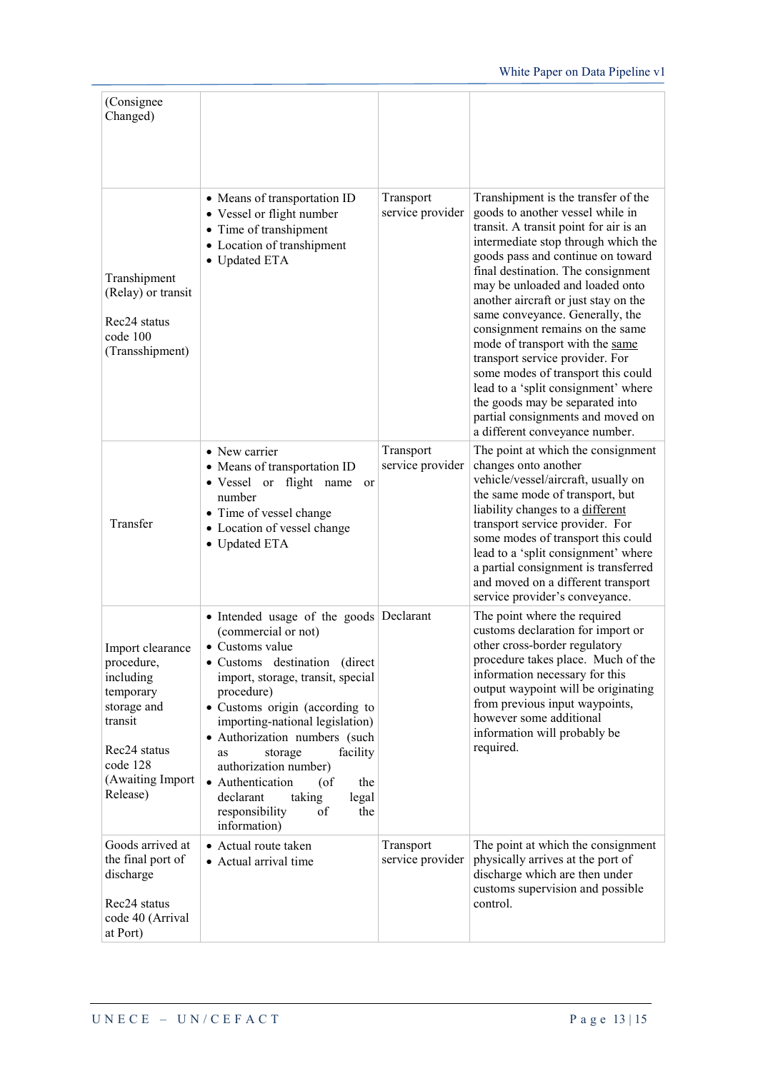| | | | |
|---|---|---|---|
| (Consignee Changed) | | | |
| Transhipment (Relay) or transit<br><br>Rec24 status code 100 (Transshipment) | • Means of transportation ID<br>• Vessel or flight number<br>• Time of transhipment<br>• Location of transhipment<br>• Updated ETA | Transport service provider | Transhipment is the transfer of the goods to another vessel while in transit. A transit point for air is an intermediate stop through which the goods pass and continue on toward final destination. The consignment may be unloaded and loaded onto another aircraft or just stay on the same conveyance. Generally, the consignment remains on the same mode of transport with the <u>same</u> transport service provider. For some modes of transport this could lead to a 'split consignment' where the goods may be separated into partial consignments and moved on a different conveyance number. |
| Transfer | • New carrier<br>• Means of transportation ID<br>• Vessel or flight name or number<br>• Time of vessel change<br>• Location of vessel change<br>• Updated ETA | Transport service provider | The point at which the consignment changes onto another vehicle/vessel/aircraft, usually on the same mode of transport, but liability changes to a <u>different</u> transport service provider. For some modes of transport this could lead to a 'split consignment' where a partial consignment is transferred and moved on a different transport service provider's conveyance. |
| Import clearance procedure, including temporary storage and transit<br><br>Rec24 status code 128 (Awaiting Import Release) | • Intended usage of the goods (commercial or not)<br>• Customs value<br>• Customs destination (direct import, storage, transit, special procedure)<br>• Customs origin (according to importing-national legislation)<br>• Authorization numbers (such as storage facility authorization number)<br>• Authentication (of the declarant taking legal responsibility of the information) | Declarant | The point where the required customs declaration for import or other cross-border regulatory procedure takes place. Much of the information necessary for this output waypoint will be originating from previous input waypoints, however some additional information will probably be required. |
| Goods arrived at the final port of discharge<br><br>Rec24 status code 40 (Arrival at Port) | • Actual route taken<br>• Actual arrival time | Transport service provider | The point at which the consignment physically arrives at the port of discharge which are then under customs supervision and possible control. |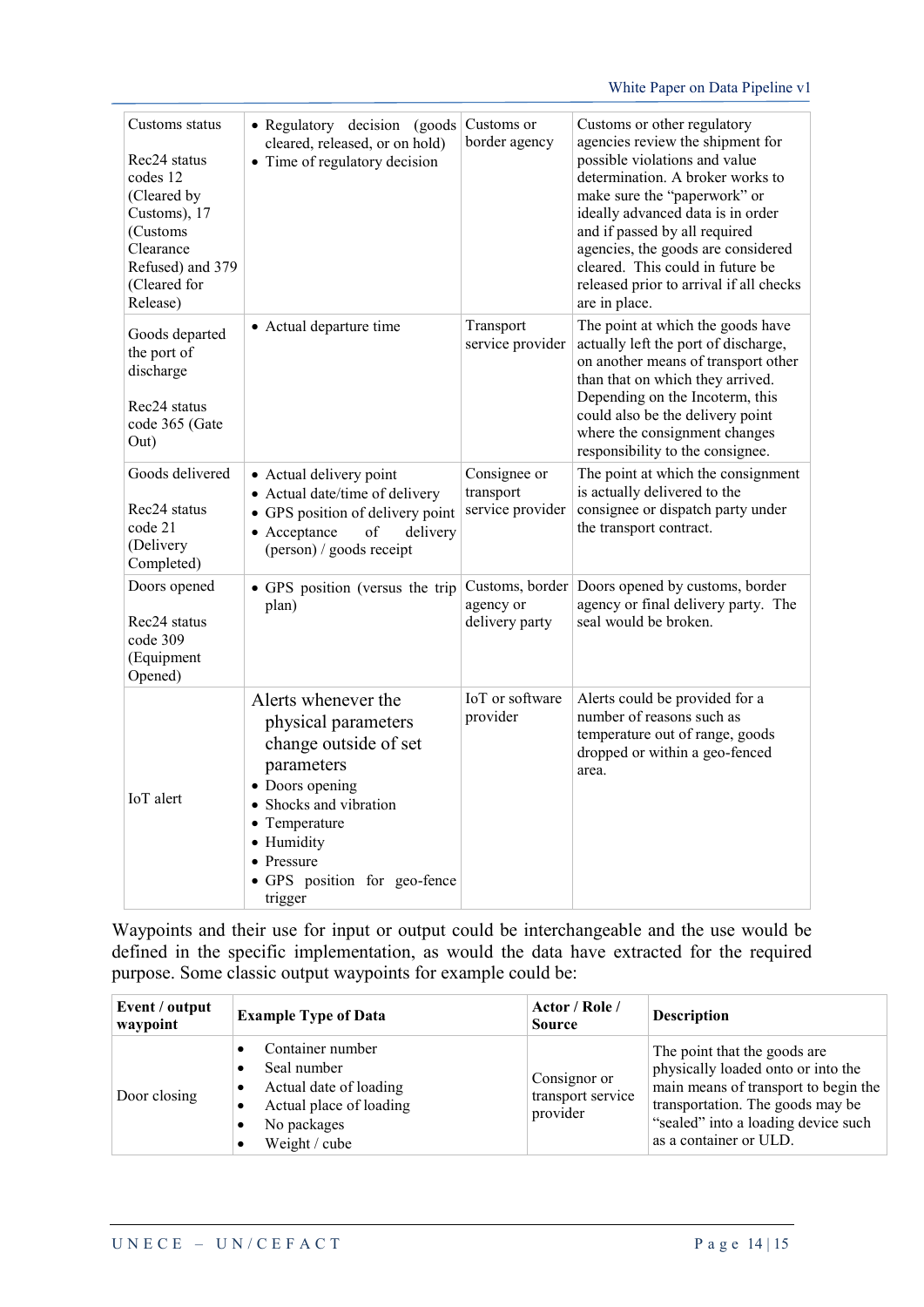| | | | |
|---|---|---|---|
| Customs status<br><br>Rec24 status codes 12 (Cleared by Customs), 17 (Customs Clearance Refused) and 379 (Cleared for Release) | • Regulatory decision (goods cleared, released, or on hold)<br>• Time of regulatory decision | Customs or border agency | Customs or other regulatory agencies review the shipment for possible violations and value determination. A broker works to make sure the "paperwork" or ideally advanced data is in order and if passed by all required agencies, the goods are considered cleared. This could in future be released prior to arrival if all checks are in place. |
| Goods departed the port of discharge<br><br>Rec24 status code 365 (Gate Out) | • Actual departure time | Transport service provider | The point at which the goods have actually left the port of discharge, on another means of transport other than that on which they arrived. Depending on the Incoterm, this could also be the delivery point where the consignment changes responsibility to the consignee. |
| Goods delivered<br><br>Rec24 status code 21 (Delivery Completed) | • Actual delivery point<br>• Actual date/time of delivery<br>• GPS position of delivery point<br>• Acceptance of delivery (person) / goods receipt | Consignee or transport service provider | The point at which the consignment is actually delivered to the consignee or dispatch party under the transport contract. |
| Doors opened<br><br>Rec24 status code 309 (Equipment Opened) | • GPS position (versus the trip plan) | Customs, border agency or delivery party | Doors opened by customs, border agency or final delivery party. The seal would be broken. |
| IoT alert | Alerts whenever the physical parameters change outside of set parameters<br>• Doors opening<br>• Shocks and vibration<br>• Temperature<br>• Humidity<br>• Pressure<br>• GPS position for geo-fence trigger | IoT or software provider | Alerts could be provided for a number of reasons such as temperature out of range, goods dropped or within a geo-fenced area. |

Waypoints and their use for input or output could be interchangeable and the use would be defined in the specific implementation, as would the data have extracted for the required purpose. Some classic output waypoints for example could be:

| Event / output waypoint | Example Type of Data | Actor / Role / Source | Description |
|---|---|---|---|
| Door closing | • Container number<br>• Seal number<br>• Actual date of loading<br>• Actual place of loading<br>• No packages<br>• Weight / cube | Consignor or transport service provider | The point that the goods are physically loaded onto or into the main means of transport to begin the transportation. The goods may be "sealed" into a loading device such as a container or ULD. |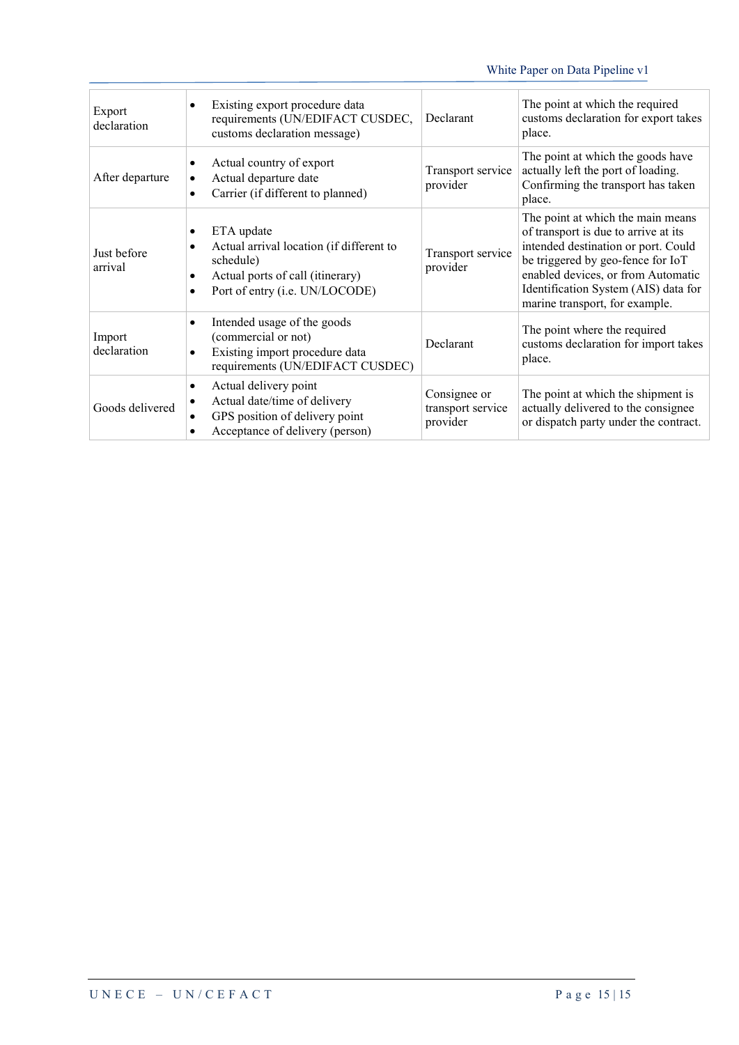| | | | |
|---|---|---|---|
| Export declaration | • Existing export procedure data requirements (UN/EDIFACT CUSDEC, customs declaration message) | Declarant | The point at which the required customs declaration for export takes place. |
| After departure | • Actual country of export<br>• Actual departure date<br>• Carrier (if different to planned) | Transport service provider | The point at which the goods have actually left the port of loading. Confirming the transport has taken place. |
| Just before arrival | • ETA update<br>• Actual arrival location (if different to schedule)<br>• Actual ports of call (itinerary)<br>• Port of entry (i.e. UN/LOCODE) | Transport service provider | The point at which the main means of transport is due to arrive at its intended destination or port. Could be triggered by geo-fence for IoT enabled devices, or from Automatic Identification System (AIS) data for marine transport, for example. |
| Import declaration | • Intended usage of the goods (commercial or not)<br>• Existing import procedure data requirements (UN/EDIFACT CUSDEC) | Declarant | The point where the required customs declaration for import takes place. |
| Goods delivered | • Actual delivery point<br>• Actual date/time of delivery<br>• GPS position of delivery point<br>• Acceptance of delivery (person) | Consignee or transport service provider | The point at which the shipment is actually delivered to the consignee or dispatch party under the contract. |